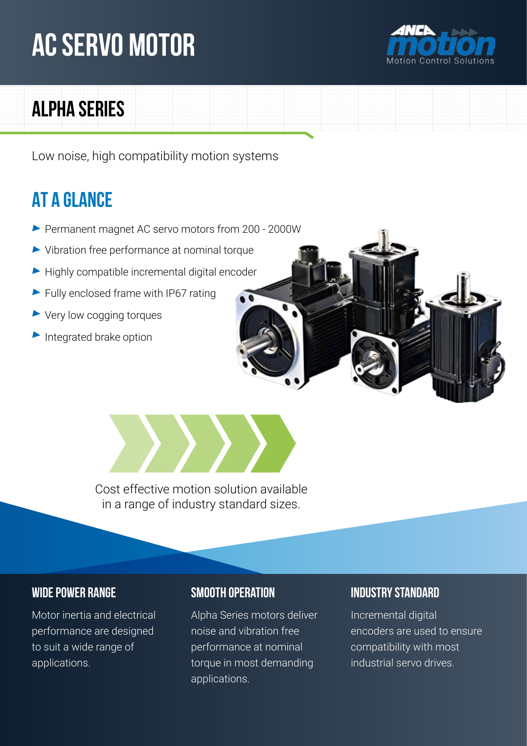# AC SERVO MOTOR

ANCA motion
Motion Control Solutions

## ALPHA SERIES

Low noise, high compatibility motion systems

## AT A GLANCE

- Permanent magnet AC servo motors from 200 - 2000W
- Vibration free performance at nominal torque
- Highly compatible incremental digital encoder
- Fully enclosed frame with IP67 rating
- Very low cogging torques
- Integrated brake option

Cost effective motion solution available in a range of industry standard sizes.

### WIDE POWER RANGE

Motor inertia and electrical performance are designed to suit a wide range of applications.

### SMOOTH OPERATION

Alpha Series motors deliver noise and vibration free performance at nominal torque in most demanding applications.

### INDUSTRY STANDARD

Incremental digital encoders are used to ensure compatibility with most industrial servo drives.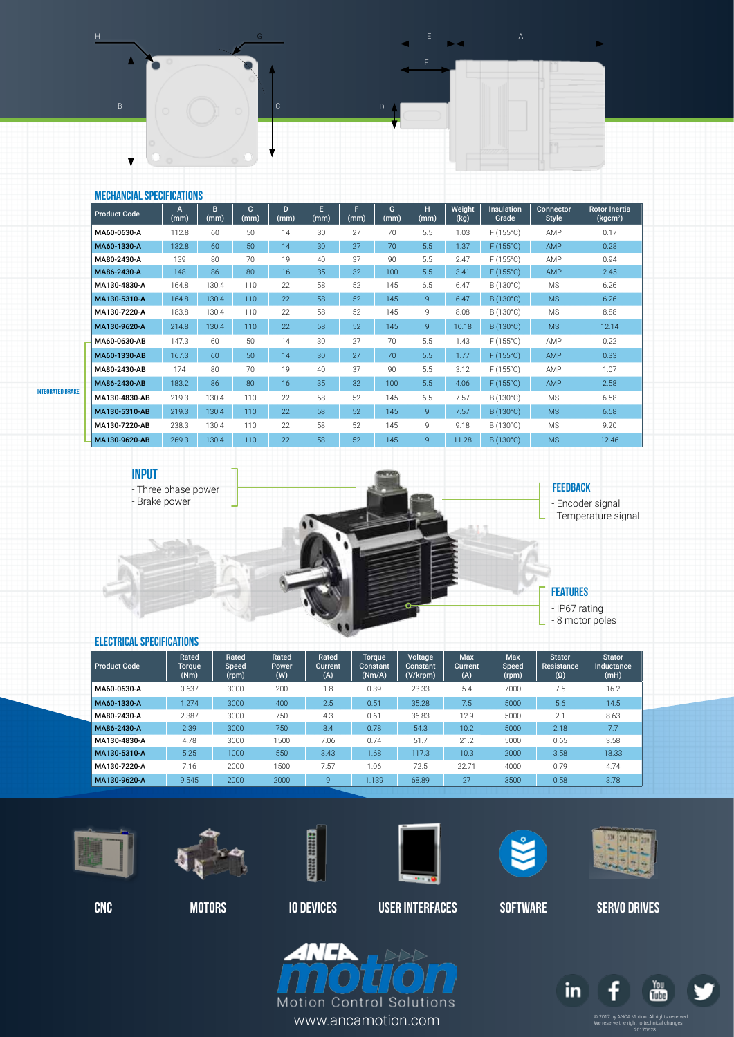H G

B C

E A

F

D

## MECHANICAL SPECIFICATIONS

| Product Code | A (mm) | B (mm) | C (mm) | D (mm) | E (mm) | F (mm) | G (mm) | H (mm) | Weight (kg) | Insulation Grade | Connector Style | Rotor Inertia (kgcm²) |
|---|---|---|---|---|---|---|---|---|---|---|---|---|
| MA60-0630-A | 112.8 | 60 | 50 | 14 | 30 | 27 | 70 | 5.5 | 1.03 | F (155°C) | AMP | 0.17 |
| MA60-1330-A | 132.8 | 60 | 50 | 14 | 30 | 27 | 70 | 5.5 | 1.37 | F (155°C) | AMP | 0.28 |
| MA80-2430-A | 139 | 80 | 70 | 19 | 40 | 37 | 90 | 5.5 | 2.47 | F (155°C) | AMP | 0.94 |
| MA86-2430-A | 148 | 86 | 80 | 16 | 35 | 32 | 100 | 5.5 | 3.41 | F (155°C) | AMP | 2.45 |
| MA130-4830-A | 164.8 | 130.4 | 110 | 22 | 58 | 52 | 145 | 6.5 | 6.47 | B (130°C) | MS | 6.26 |
| MA130-5310-A | 164.8 | 130.4 | 110 | 22 | 58 | 52 | 145 | 9 | 6.47 | B (130°C) | MS | 6.26 |
| MA130-7220-A | 183.8 | 130.4 | 110 | 22 | 58 | 52 | 145 | 9 | 8.08 | B (130°C) | MS | 8.88 |
| MA130-9620-A | 214.8 | 130.4 | 110 | 22 | 58 | 52 | 145 | 9 | 10.18 | B (130°C) | MS | 12.14 |
| MA60-0630-AB | 147.3 | 60 | 50 | 14 | 30 | 27 | 70 | 5.5 | 1.43 | F (155°C) | AMP | 0.22 |
| MA60-1330-AB | 167.3 | 60 | 50 | 14 | 30 | 27 | 70 | 5.5 | 1.77 | F (155°C) | AMP | 0.33 |
| MA80-2430-AB | 174 | 80 | 70 | 19 | 40 | 37 | 90 | 5.5 | 3.12 | F (155°C) | AMP | 1.07 |
| MA86-2430-AB | 183.2 | 86 | 80 | 16 | 35 | 32 | 100 | 5.5 | 4.06 | F (155°C) | AMP | 2.58 |
| MA130-4830-AB | 219.3 | 130.4 | 110 | 22 | 58 | 52 | 145 | 6.5 | 7.57 | B (130°C) | MS | 6.58 |
| MA130-5310-AB | 219.3 | 130.4 | 110 | 22 | 58 | 52 | 145 | 9 | 7.57 | B (130°C) | MS | 6.58 |
| MA130-7220-AB | 238.3 | 130.4 | 110 | 22 | 58 | 52 | 145 | 9 | 9.18 | B (130°C) | MS | 9.20 |
| MA130-9620-AB | 269.3 | 130.4 | 110 | 22 | 58 | 52 | 145 | 9 | 11.28 | B (130°C) | MS | 12.46 |

INTEGRATED BRAKE

### INPUT
- Three phase power
- Brake power

### FEEDBACK
- Encoder signal
- Temperature signal

### FEATURES
- IP67 rating
- 8 motor poles

## ELECTRICAL SPECIFICATIONS

| Product Code | Rated Torque (Nm) | Rated Speed (rpm) | Rated Power (W) | Rated Current (A) | Torque Constant (Nm/A) | Voltage Constant (V/krpm) | Max Current (A) | Max Speed (rpm) | Stator Resistance (Ω) | Stator Inductance (mH) |
|---|---|---|---|---|---|---|---|---|---|---|
| MA60-0630-A | 0.637 | 3000 | 200 | 1.8 | 0.39 | 23.33 | 5.4 | 7000 | 7.5 | 16.2 |
| MA60-1330-A | 1.274 | 3000 | 400 | 2.5 | 0.51 | 35.28 | 7.5 | 5000 | 5.6 | 14.5 |
| MA80-2430-A | 2.387 | 3000 | 750 | 4.3 | 0.61 | 36.83 | 12.9 | 5000 | 2.1 | 8.63 |
| MA86-2430-A | 2.39 | 3000 | 750 | 3.4 | 0.78 | 54.3 | 10.2 | 5000 | 2.18 | 7.7 |
| MA130-4830-A | 4.78 | 3000 | 1500 | 7.06 | 0.74 | 51.7 | 21.2 | 5000 | 0.65 | 3.58 |
| MA130-5310-A | 5.25 | 1000 | 550 | 3.43 | 1.68 | 117.3 | 10.3 | 2000 | 3.58 | 18.33 |
| MA130-7220-A | 7.16 | 2000 | 1500 | 7.57 | 1.06 | 72.5 | 22.71 | 4000 | 0.79 | 4.74 |
| MA130-9620-A | 9.545 | 2000 | 2000 | 9 | 1.139 | 68.89 | 27 | 3500 | 0.58 | 3.78 |

CNC MOTORS IO DEVICES USER INTERFACES SOFTWARE SERVO DRIVES

ANCA motion

Motion Control Solutions

www.ancamotion.com

© 2017 by ANCA Motion. All rights reserved.
We reserve the right to technical changes.
20170628